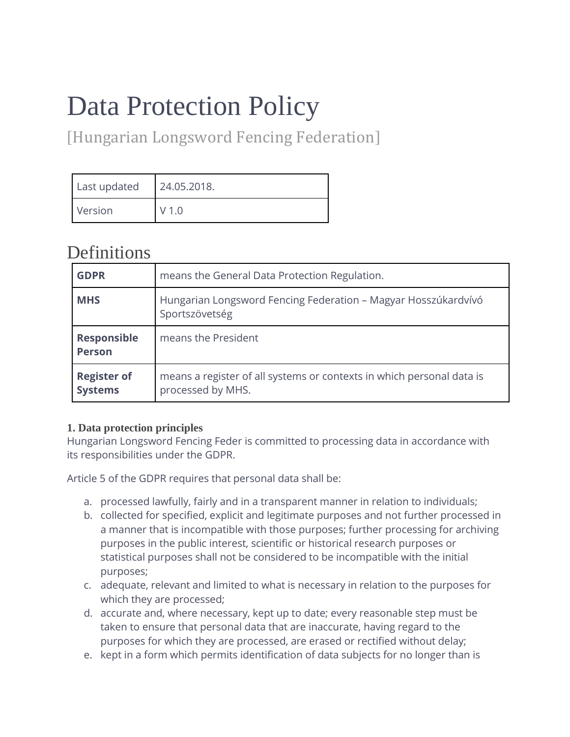# Data Protection Policy

[Hungarian Longsword Fencing Federation]

| Last updated | 24.05.2018. |
|---|---|
| Version | V 1.0 |

## Definitions

| **GDPR** | means the General Data Protection Regulation. |
|---|---|
| **MHS** | Hungarian Longsword Fencing Federation – Magyar Hosszúkardvívó Sportszövetség |
| **Responsible Person** | means the President |
| **Register of Systems** | means a register of all systems or contexts in which personal data is processed by MHS. |

**1. Data protection principles**

Hungarian Longsword Fencing Feder is committed to processing data in accordance with its responsibilities under the GDPR.

Article 5 of the GDPR requires that personal data shall be:

a. processed lawfully, fairly and in a transparent manner in relation to individuals;
b. collected for specified, explicit and legitimate purposes and not further processed in a manner that is incompatible with those purposes; further processing for archiving purposes in the public interest, scientific or historical research purposes or statistical purposes shall not be considered to be incompatible with the initial purposes;
c. adequate, relevant and limited to what is necessary in relation to the purposes for which they are processed;
d. accurate and, where necessary, kept up to date; every reasonable step must be taken to ensure that personal data that are inaccurate, having regard to the purposes for which they are processed, are erased or rectified without delay;
e. kept in a form which permits identification of data subjects for no longer than is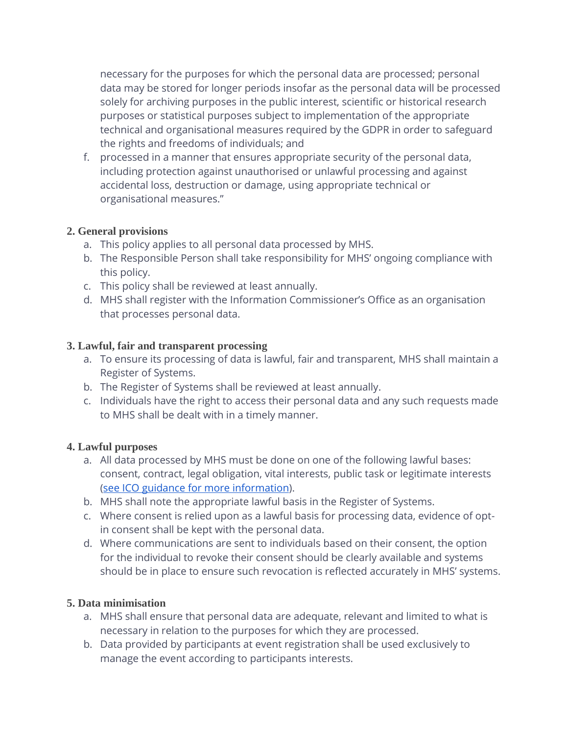necessary for the purposes for which the personal data are processed; personal data may be stored for longer periods insofar as the personal data will be processed solely for archiving purposes in the public interest, scientific or historical research purposes or statistical purposes subject to implementation of the appropriate technical and organisational measures required by the GDPR in order to safeguard the rights and freedoms of individuals; and

f. processed in a manner that ensures appropriate security of the personal data, including protection against unauthorised or unlawful processing and against accidental loss, destruction or damage, using appropriate technical or organisational measures."

### 2. General provisions

a. This policy applies to all personal data processed by MHS.
b. The Responsible Person shall take responsibility for MHS' ongoing compliance with this policy.
c. This policy shall be reviewed at least annually.
d. MHS shall register with the Information Commissioner's Office as an organisation that processes personal data.

### 3. Lawful, fair and transparent processing

a. To ensure its processing of data is lawful, fair and transparent, MHS shall maintain a Register of Systems.
b. The Register of Systems shall be reviewed at least annually.
c. Individuals have the right to access their personal data and any such requests made to MHS shall be dealt with in a timely manner.

### 4. Lawful purposes

a. All data processed by MHS must be done on one of the following lawful bases: consent, contract, legal obligation, vital interests, public task or legitimate interests (see ICO guidance for more information).
b. MHS shall note the appropriate lawful basis in the Register of Systems.
c. Where consent is relied upon as a lawful basis for processing data, evidence of opt-in consent shall be kept with the personal data.
d. Where communications are sent to individuals based on their consent, the option for the individual to revoke their consent should be clearly available and systems should be in place to ensure such revocation is reflected accurately in MHS' systems.

### 5. Data minimisation

a. MHS shall ensure that personal data are adequate, relevant and limited to what is necessary in relation to the purposes for which they are processed.
b. Data provided by participants at event registration shall be used exclusively to manage the event according to participants interests.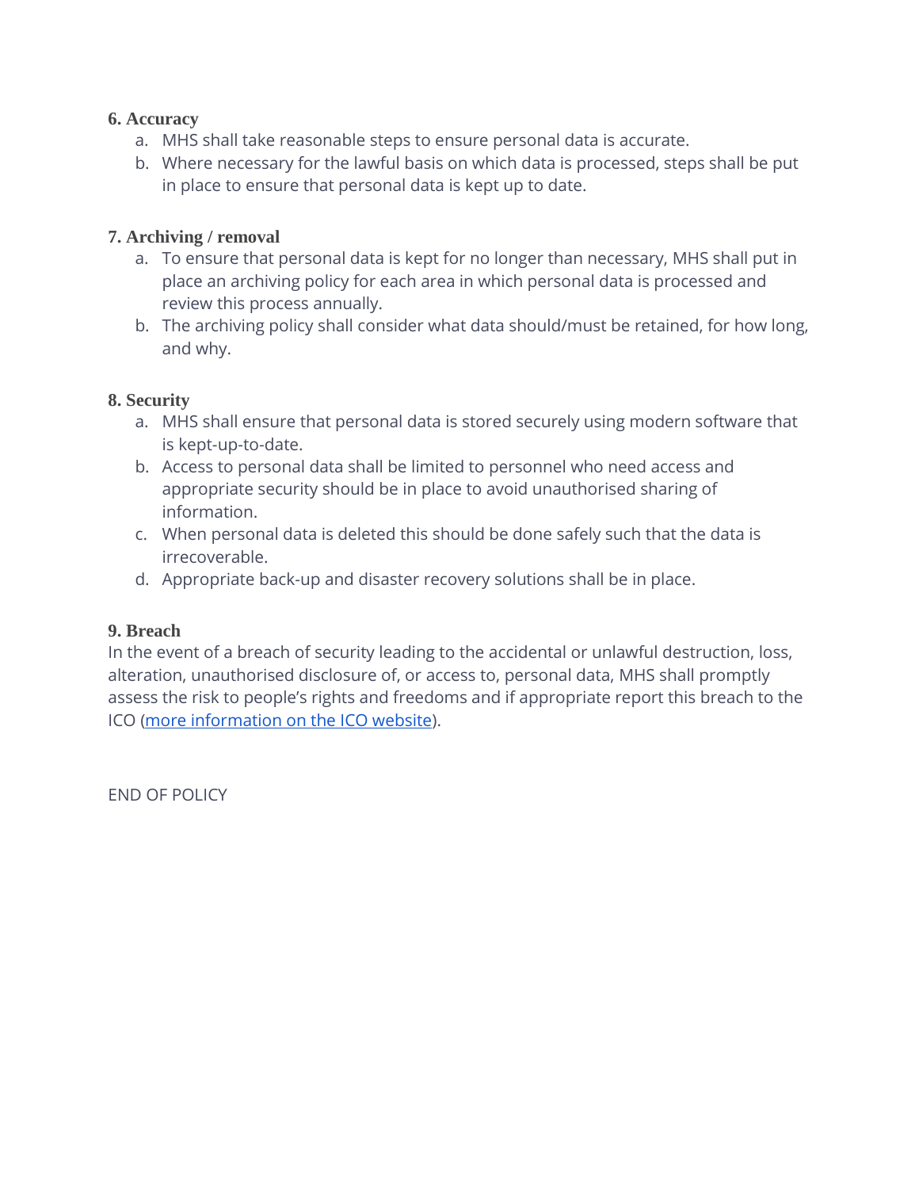### 6. Accuracy

a. MHS shall take reasonable steps to ensure personal data is accurate.
b. Where necessary for the lawful basis on which data is processed, steps shall be put in place to ensure that personal data is kept up to date.

### 7. Archiving / removal

a. To ensure that personal data is kept for no longer than necessary, MHS shall put in place an archiving policy for each area in which personal data is processed and review this process annually.
b. The archiving policy shall consider what data should/must be retained, for how long, and why.

### 8. Security

a. MHS shall ensure that personal data is stored securely using modern software that is kept-up-to-date.
b. Access to personal data shall be limited to personnel who need access and appropriate security should be in place to avoid unauthorised sharing of information.
c. When personal data is deleted this should be done safely such that the data is irrecoverable.
d. Appropriate back-up and disaster recovery solutions shall be in place.

### 9. Breach

In the event of a breach of security leading to the accidental or unlawful destruction, loss, alteration, unauthorised disclosure of, or access to, personal data, MHS shall promptly assess the risk to people's rights and freedoms and if appropriate report this breach to the ICO (more information on the ICO website).

END OF POLICY